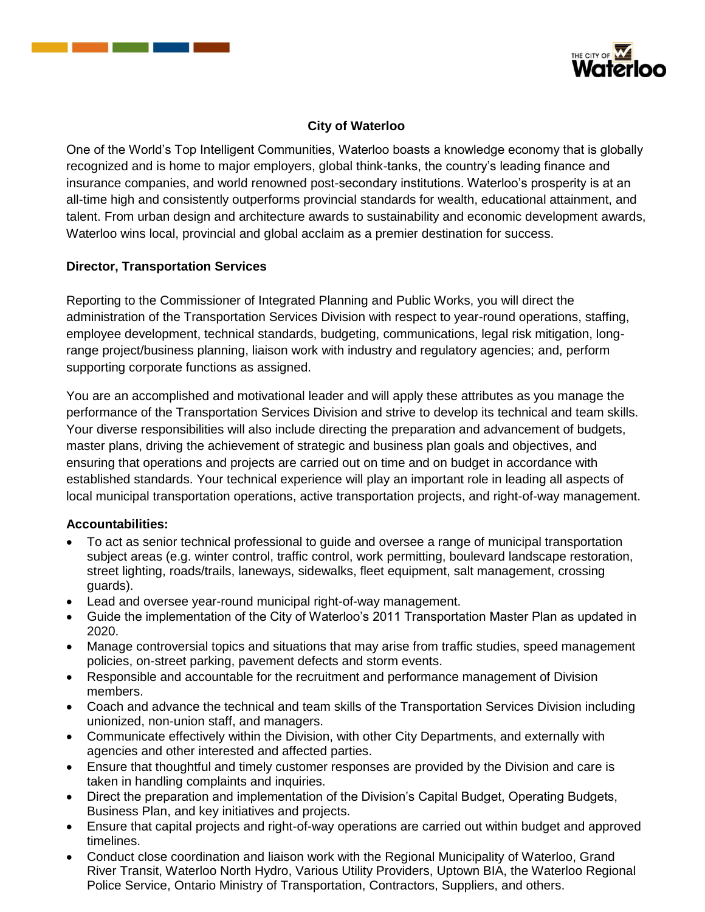# City of Waterloo

One of the World's Top Intelligent Communities, Waterloo boasts a knowledge economy that is globally recognized and is home to major employers, global think-tanks, the country's leading finance and insurance companies, and world renowned post-secondary institutions. Waterloo's prosperity is at an all-time high and consistently outperforms provincial standards for wealth, educational attainment, and talent. From urban design and architecture awards to sustainability and economic development awards, Waterloo wins local, provincial and global acclaim as a premier destination for success.

## Director, Transportation Services

Reporting to the Commissioner of Integrated Planning and Public Works, you will direct the administration of the Transportation Services Division with respect to year-round operations, staffing, employee development, technical standards, budgeting, communications, legal risk mitigation, long-range project/business planning, liaison work with industry and regulatory agencies; and, perform supporting corporate functions as assigned.

You are an accomplished and motivational leader and will apply these attributes as you manage the performance of the Transportation Services Division and strive to develop its technical and team skills. Your diverse responsibilities will also include directing the preparation and advancement of budgets, master plans, driving the achievement of strategic and business plan goals and objectives, and ensuring that operations and projects are carried out on time and on budget in accordance with established standards. Your technical experience will play an important role in leading all aspects of local municipal transportation operations, active transportation projects, and right-of-way management.

**Accountabilities:**

- To act as senior technical professional to guide and oversee a range of municipal transportation subject areas (e.g. winter control, traffic control, work permitting, boulevard landscape restoration, street lighting, roads/trails, laneways, sidewalks, fleet equipment, salt management, crossing guards).
- Lead and oversee year-round municipal right-of-way management.
- Guide the implementation of the City of Waterloo's 2011 Transportation Master Plan as updated in 2020.
- Manage controversial topics and situations that may arise from traffic studies, speed management policies, on-street parking, pavement defects and storm events.
- Responsible and accountable for the recruitment and performance management of Division members.
- Coach and advance the technical and team skills of the Transportation Services Division including unionized, non-union staff, and managers.
- Communicate effectively within the Division, with other City Departments, and externally with agencies and other interested and affected parties.
- Ensure that thoughtful and timely customer responses are provided by the Division and care is taken in handling complaints and inquiries.
- Direct the preparation and implementation of the Division's Capital Budget, Operating Budgets, Business Plan, and key initiatives and projects.
- Ensure that capital projects and right-of-way operations are carried out within budget and approved timelines.
- Conduct close coordination and liaison work with the Regional Municipality of Waterloo, Grand River Transit, Waterloo North Hydro, Various Utility Providers, Uptown BIA, the Waterloo Regional Police Service, Ontario Ministry of Transportation, Contractors, Suppliers, and others.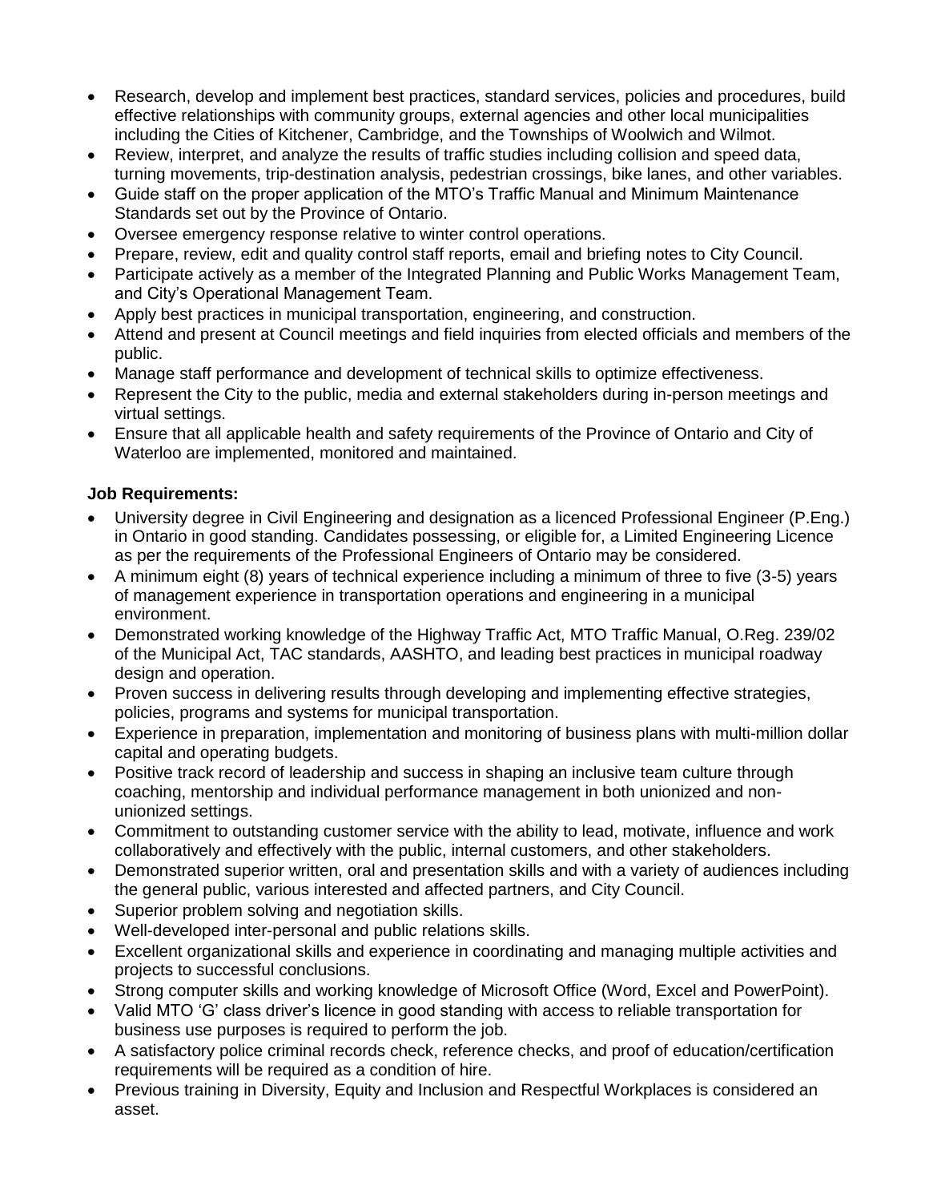- Research, develop and implement best practices, standard services, policies and procedures, build effective relationships with community groups, external agencies and other local municipalities including the Cities of Kitchener, Cambridge, and the Townships of Woolwich and Wilmot.
- Review, interpret, and analyze the results of traffic studies including collision and speed data, turning movements, trip-destination analysis, pedestrian crossings, bike lanes, and other variables.
- Guide staff on the proper application of the MTO's Traffic Manual and Minimum Maintenance Standards set out by the Province of Ontario.
- Oversee emergency response relative to winter control operations.
- Prepare, review, edit and quality control staff reports, email and briefing notes to City Council.
- Participate actively as a member of the Integrated Planning and Public Works Management Team, and City's Operational Management Team.
- Apply best practices in municipal transportation, engineering, and construction.
- Attend and present at Council meetings and field inquiries from elected officials and members of the public.
- Manage staff performance and development of technical skills to optimize effectiveness.
- Represent the City to the public, media and external stakeholders during in-person meetings and virtual settings.
- Ensure that all applicable health and safety requirements of the Province of Ontario and City of Waterloo are implemented, monitored and maintained.

**Job Requirements:**

- University degree in Civil Engineering and designation as a licenced Professional Engineer (P.Eng.) in Ontario in good standing. Candidates possessing, or eligible for, a Limited Engineering Licence as per the requirements of the Professional Engineers of Ontario may be considered.
- A minimum eight (8) years of technical experience including a minimum of three to five (3-5) years of management experience in transportation operations and engineering in a municipal environment.
- Demonstrated working knowledge of the Highway Traffic Act, MTO Traffic Manual, O.Reg. 239/02 of the Municipal Act, TAC standards, AASHTO, and leading best practices in municipal roadway design and operation.
- Proven success in delivering results through developing and implementing effective strategies, policies, programs and systems for municipal transportation.
- Experience in preparation, implementation and monitoring of business plans with multi-million dollar capital and operating budgets.
- Positive track record of leadership and success in shaping an inclusive team culture through coaching, mentorship and individual performance management in both unionized and non-unionized settings.
- Commitment to outstanding customer service with the ability to lead, motivate, influence and work collaboratively and effectively with the public, internal customers, and other stakeholders.
- Demonstrated superior written, oral and presentation skills and with a variety of audiences including the general public, various interested and affected partners, and City Council.
- Superior problem solving and negotiation skills.
- Well-developed inter-personal and public relations skills.
- Excellent organizational skills and experience in coordinating and managing multiple activities and projects to successful conclusions.
- Strong computer skills and working knowledge of Microsoft Office (Word, Excel and PowerPoint).
- Valid MTO 'G' class driver's licence in good standing with access to reliable transportation for business use purposes is required to perform the job.
- A satisfactory police criminal records check, reference checks, and proof of education/certification requirements will be required as a condition of hire.
- Previous training in Diversity, Equity and Inclusion and Respectful Workplaces is considered an asset.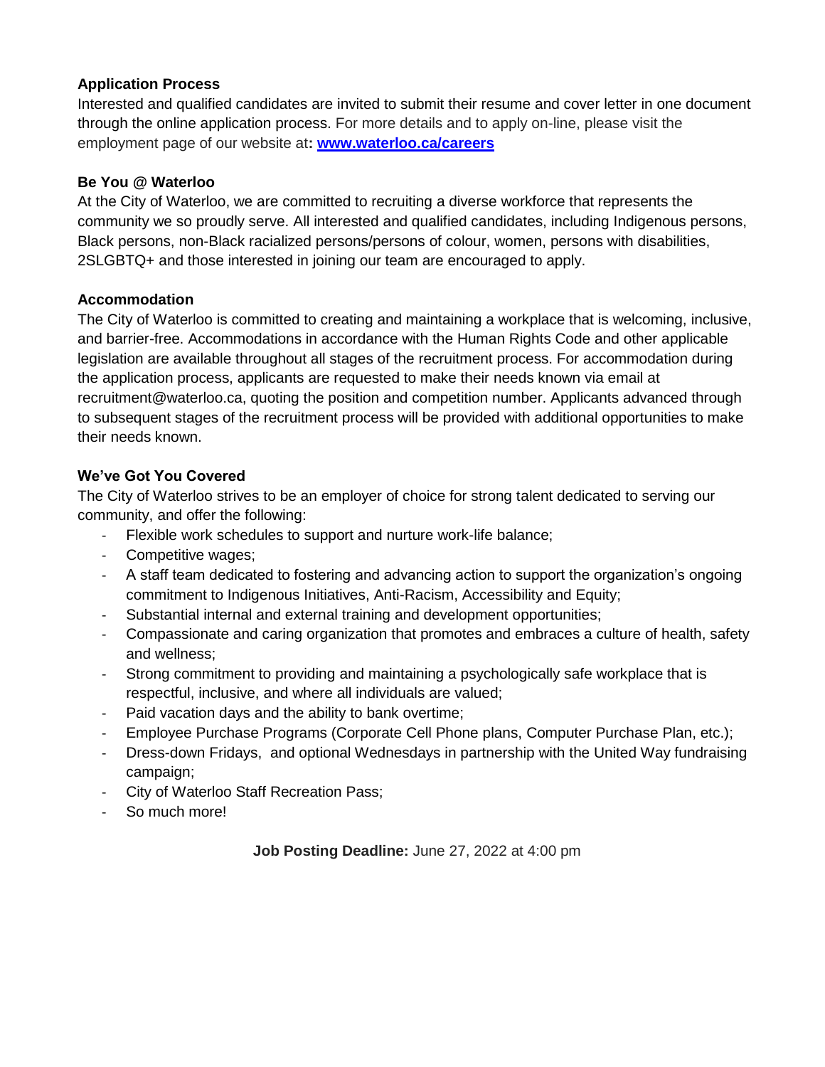**Application Process**

Interested and qualified candidates are invited to submit their resume and cover letter in one document through the online application process. For more details and to apply on-line, please visit the employment page of our website at**:** **[www.waterloo.ca/careers](http://www.waterloo.ca/careers)**

**Be You @ Waterloo**

At the City of Waterloo, we are committed to recruiting a diverse workforce that represents the community we so proudly serve. All interested and qualified candidates, including Indigenous persons, Black persons, non-Black racialized persons/persons of colour, women, persons with disabilities, 2SLGBTQ+ and those interested in joining our team are encouraged to apply.

**Accommodation**

The City of Waterloo is committed to creating and maintaining a workplace that is welcoming, inclusive, and barrier-free. Accommodations in accordance with the Human Rights Code and other applicable legislation are available throughout all stages of the recruitment process. For accommodation during the application process, applicants are requested to make their needs known via email at recruitment@waterloo.ca, quoting the position and competition number. Applicants advanced through to subsequent stages of the recruitment process will be provided with additional opportunities to make their needs known.

**We've Got You Covered**

The City of Waterloo strives to be an employer of choice for strong talent dedicated to serving our community, and offer the following:

- Flexible work schedules to support and nurture work-life balance;
- Competitive wages;
- A staff team dedicated to fostering and advancing action to support the organization's ongoing commitment to Indigenous Initiatives, Anti-Racism, Accessibility and Equity;
- Substantial internal and external training and development opportunities;
- Compassionate and caring organization that promotes and embraces a culture of health, safety and wellness;
- Strong commitment to providing and maintaining a psychologically safe workplace that is respectful, inclusive, and where all individuals are valued;
- Paid vacation days and the ability to bank overtime;
- Employee Purchase Programs (Corporate Cell Phone plans, Computer Purchase Plan, etc.);
- Dress-down Fridays, and optional Wednesdays in partnership with the United Way fundraising campaign;
- City of Waterloo Staff Recreation Pass;
- So much more!

**Job Posting Deadline:** June 27, 2022 at 4:00 pm